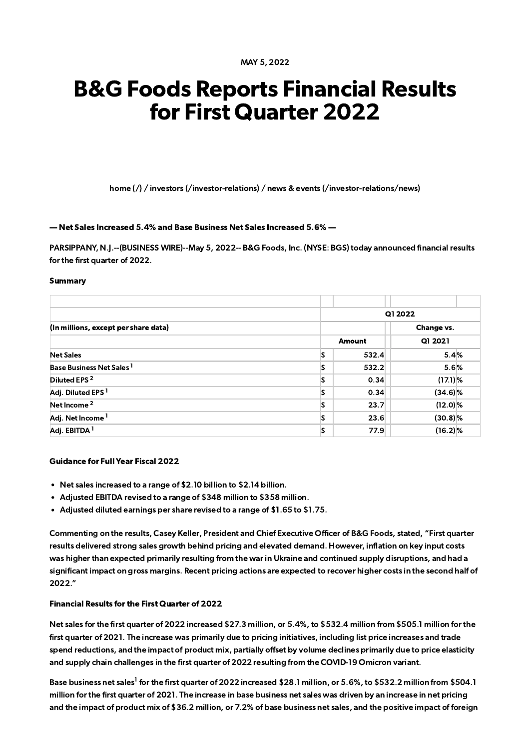MAY 5, 2022

# B&G Foods Reports Financial Results for First Quarter 2022

home (/) / investors (/investor-relations) / news & events (/investor-relations/news)

**— Net Sales Increased 5.4% and Base Business Net Sales Increased 5.6% —**

PARSIPPANY, N.J.--(BUSINESS WIRE)--May 5, 2022-- B&G Foods, Inc. (NYSE: BGS) today announced financial results for the first quarter of 2022.

**Summary**

| (In millions, except per share data) | Q1 2022 | |
|---|---|---|
| | Amount | Change vs. Q1 2021 |
| Net Sales | $ 532.4 | 5.4% |
| Base Business Net Sales [1] | $ 532.2 | 5.6% |
| Diluted EPS [2] | $ 0.34 | (17.1)% |
| Adj. Diluted EPS [1] | $ 0.34 | (34.6)% |
| Net Income [2] | $ 23.7 | (12.0)% |
| Adj. Net Income [1] | $ 23.6 | (30.8)% |
| Adj. EBITDA [1] | $ 77.9 | (16.2)% |

**Guidance for Full Year Fiscal 2022**

- Net sales increased to a range of $2.10 billion to $2.14 billion.
- Adjusted EBITDA revised to a range of $348 million to $358 million.
- Adjusted diluted earnings per share revised to a range of $1.65 to $1.75.

Commenting on the results, Casey Keller, President and Chief Executive Officer of B&G Foods, stated, "First quarter results delivered strong sales growth behind pricing and elevated demand. However, inflation on key input costs was higher than expected primarily resulting from the war in Ukraine and continued supply disruptions, and had a significant impact on gross margins. Recent pricing actions are expected to recover higher costs in the second half of 2022."

**Financial Results for the First Quarter of 2022**

Net sales for the first quarter of 2022 increased $27.3 million, or 5.4%, to $532.4 million from $505.1 million for the first quarter of 2021. The increase was primarily due to pricing initiatives, including list price increases and trade spend reductions, and the impact of product mix, partially offset by volume declines primarily due to price elasticity and supply chain challenges in the first quarter of 2022 resulting from the COVID-19 Omicron variant.

Base business net sales[1] for the first quarter of 2022 increased $28.1 million, or 5.6%, to $532.2 million from $504.1 million for the first quarter of 2021. The increase in base business net sales was driven by an increase in net pricing and the impact of product mix of $36.2 million, or 7.2% of base business net sales, and the positive impact of foreign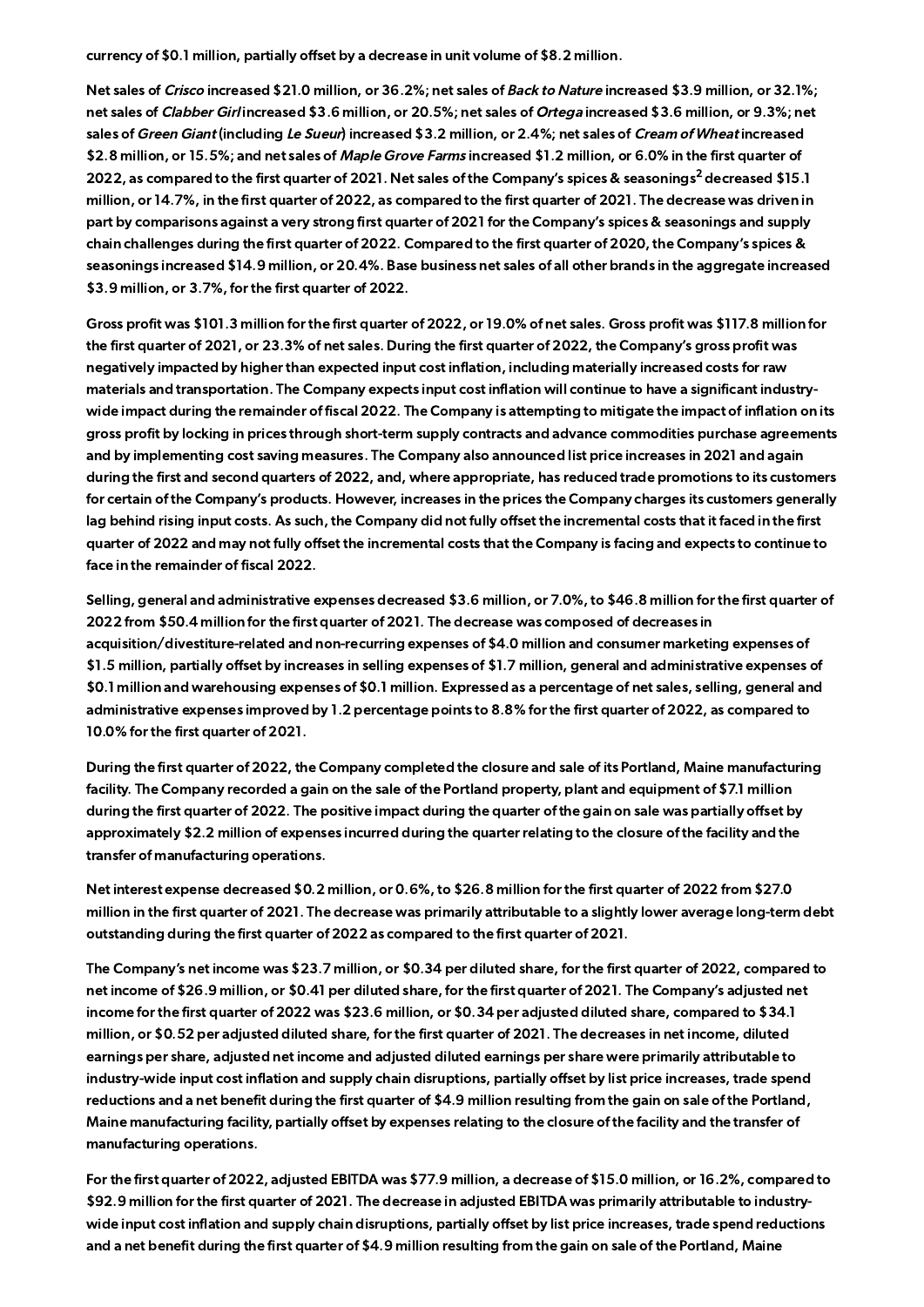currency of $0.1 million, partially offset by a decrease in unit volume of $8.2 million.

Net sales of *Crisco* increased $21.0 million, or 36.2%; net sales of *Back to Nature* increased $3.9 million, or 32.1%; net sales of *Clabber Girl* increased $3.6 million, or 20.5%; net sales of *Ortega* increased $3.6 million, or 9.3%; net sales of *Green Giant* (including *Le Sueur*) increased $3.2 million, or 2.4%; net sales of *Cream of Wheat* increased $2.8 million, or 15.5%; and net sales of *Maple Grove Farms* increased $1.2 million, or 6.0% in the first quarter of 2022, as compared to the first quarter of 2021. Net sales of the Company's spices & seasonings[2] decreased $15.1 million, or 14.7%, in the first quarter of 2022, as compared to the first quarter of 2021. The decrease was driven in part by comparisons against a very strong first quarter of 2021 for the Company's spices & seasonings and supply chain challenges during the first quarter of 2022. Compared to the first quarter of 2020, the Company's spices & seasonings increased $14.9 million, or 20.4%. Base business net sales of all other brands in the aggregate increased $3.9 million, or 3.7%, for the first quarter of 2022.

Gross profit was $101.3 million for the first quarter of 2022, or 19.0% of net sales. Gross profit was $117.8 million for the first quarter of 2021, or 23.3% of net sales. During the first quarter of 2022, the Company's gross profit was negatively impacted by higher than expected input cost inflation, including materially increased costs for raw materials and transportation. The Company expects input cost inflation will continue to have a significant industry-wide impact during the remainder of fiscal 2022. The Company is attempting to mitigate the impact of inflation on its gross profit by locking in prices through short-term supply contracts and advance commodities purchase agreements and by implementing cost saving measures. The Company also announced list price increases in 2021 and again during the first and second quarters of 2022, and, where appropriate, has reduced trade promotions to its customers for certain of the Company's products. However, increases in the prices the Company charges its customers generally lag behind rising input costs. As such, the Company did not fully offset the incremental costs that it faced in the first quarter of 2022 and may not fully offset the incremental costs that the Company is facing and expects to continue to face in the remainder of fiscal 2022.

Selling, general and administrative expenses decreased $3.6 million, or 7.0%, to $46.8 million for the first quarter of 2022 from $50.4 million for the first quarter of 2021. The decrease was composed of decreases in acquisition/divestiture-related and non-recurring expenses of $4.0 million and consumer marketing expenses of $1.5 million, partially offset by increases in selling expenses of $1.7 million, general and administrative expenses of $0.1 million and warehousing expenses of $0.1 million. Expressed as a percentage of net sales, selling, general and administrative expenses improved by 1.2 percentage points to 8.8% for the first quarter of 2022, as compared to 10.0% for the first quarter of 2021.

During the first quarter of 2022, the Company completed the closure and sale of its Portland, Maine manufacturing facility. The Company recorded a gain on the sale of the Portland property, plant and equipment of $7.1 million during the first quarter of 2022. The positive impact during the quarter of the gain on sale was partially offset by approximately $2.2 million of expenses incurred during the quarter relating to the closure of the facility and the transfer of manufacturing operations.

Net interest expense decreased $0.2 million, or 0.6%, to $26.8 million for the first quarter of 2022 from $27.0 million in the first quarter of 2021. The decrease was primarily attributable to a slightly lower average long-term debt outstanding during the first quarter of 2022 as compared to the first quarter of 2021.

The Company's net income was $23.7 million, or $0.34 per diluted share, for the first quarter of 2022, compared to net income of $26.9 million, or $0.41 per diluted share, for the first quarter of 2021. The Company's adjusted net income for the first quarter of 2022 was $23.6 million, or $0.34 per adjusted diluted share, compared to $34.1 million, or $0.52 per adjusted diluted share, for the first quarter of 2021. The decreases in net income, diluted earnings per share, adjusted net income and adjusted diluted earnings per share were primarily attributable to industry-wide input cost inflation and supply chain disruptions, partially offset by list price increases, trade spend reductions and a net benefit during the first quarter of $4.9 million resulting from the gain on sale of the Portland, Maine manufacturing facility, partially offset by expenses relating to the closure of the facility and the transfer of manufacturing operations.

For the first quarter of 2022, adjusted EBITDA was $77.9 million, a decrease of $15.0 million, or 16.2%, compared to $92.9 million for the first quarter of 2021. The decrease in adjusted EBITDA was primarily attributable to industry-wide input cost inflation and supply chain disruptions, partially offset by list price increases, trade spend reductions and a net benefit during the first quarter of $4.9 million resulting from the gain on sale of the Portland, Maine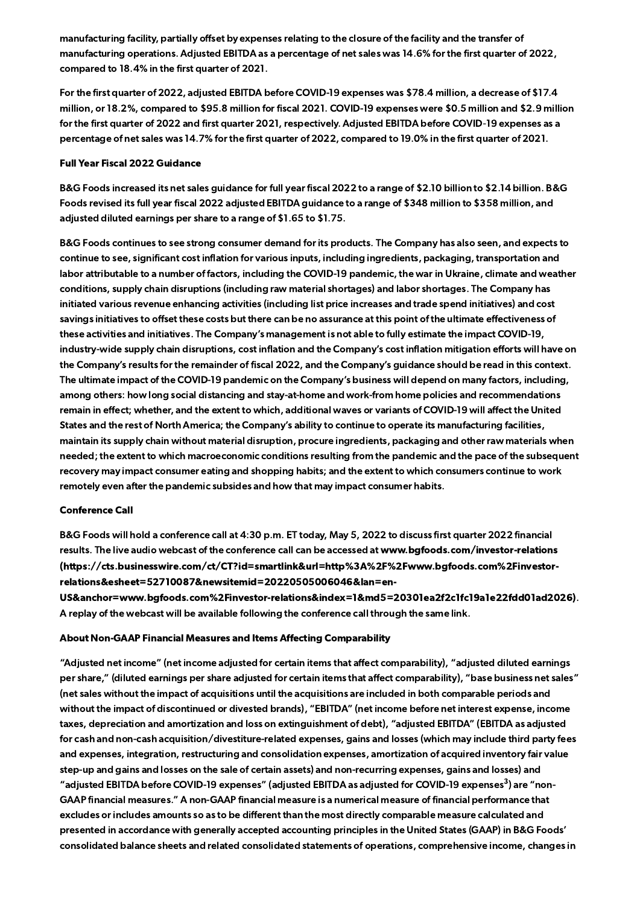manufacturing facility, partially offset by expenses relating to the closure of the facility and the transfer of manufacturing operations. Adjusted EBITDA as a percentage of net sales was 14.6% for the first quarter of 2022, compared to 18.4% in the first quarter of 2021.

For the first quarter of 2022, adjusted EBITDA before COVID-19 expenses was $78.4 million, a decrease of $17.4 million, or 18.2%, compared to $95.8 million for fiscal 2021. COVID-19 expenses were $0.5 million and $2.9 million for the first quarter of 2022 and first quarter 2021, respectively. Adjusted EBITDA before COVID-19 expenses as a percentage of net sales was 14.7% for the first quarter of 2022, compared to 19.0% in the first quarter of 2021.

**Full Year Fiscal 2022 Guidance**

B&G Foods increased its net sales guidance for full year fiscal 2022 to a range of $2.10 billion to $2.14 billion. B&G Foods revised its full year fiscal 2022 adjusted EBITDA guidance to a range of $348 million to $358 million, and adjusted diluted earnings per share to a range of $1.65 to $1.75.

B&G Foods continues to see strong consumer demand for its products. The Company has also seen, and expects to continue to see, significant cost inflation for various inputs, including ingredients, packaging, transportation and labor attributable to a number of factors, including the COVID-19 pandemic, the war in Ukraine, climate and weather conditions, supply chain disruptions (including raw material shortages) and labor shortages. The Company has initiated various revenue enhancing activities (including list price increases and trade spend initiatives) and cost savings initiatives to offset these costs but there can be no assurance at this point of the ultimate effectiveness of these activities and initiatives. The Company's management is not able to fully estimate the impact COVID-19, industry-wide supply chain disruptions, cost inflation and the Company's cost inflation mitigation efforts will have on the Company's results for the remainder of fiscal 2022, and the Company's guidance should be read in this context. The ultimate impact of the COVID-19 pandemic on the Company's business will depend on many factors, including, among others: how long social distancing and stay-at-home and work-from home policies and recommendations remain in effect; whether, and the extent to which, additional waves or variants of COVID-19 will affect the United States and the rest of North America; the Company's ability to continue to operate its manufacturing facilities, maintain its supply chain without material disruption, procure ingredients, packaging and other raw materials when needed; the extent to which macroeconomic conditions resulting from the pandemic and the pace of the subsequent recovery may impact consumer eating and shopping habits; and the extent to which consumers continue to work remotely even after the pandemic subsides and how that may impact consumer habits.

**Conference Call**

B&G Foods will hold a conference call at 4:30 p.m. ET today, May 5, 2022 to discuss first quarter 2022 financial results. The live audio webcast of the conference call can be accessed at **www.bgfoods.com/investor-relations (https://cts.businesswire.com/ct/CT?id=smartlink&url=http%3A%2F%2Fwww.bgfoods.com%2Finvestor-relations&esheet=52710087&newsitemid=20220505006046&lan=en-US&anchor=www.bgfoods.com%2Finvestor-relations&index=1&md5=20301ea2f2c1fc19a1e22fdd01ad2026)**. A replay of the webcast will be available following the conference call through the same link.

**About Non-GAAP Financial Measures and Items Affecting Comparability**

"Adjusted net income" (net income adjusted for certain items that affect comparability), "adjusted diluted earnings per share," (diluted earnings per share adjusted for certain items that affect comparability), "base business net sales" (net sales without the impact of acquisitions until the acquisitions are included in both comparable periods and without the impact of discontinued or divested brands), "EBITDA" (net income before net interest expense, income taxes, depreciation and amortization and loss on extinguishment of debt), "adjusted EBITDA" (EBITDA as adjusted for cash and non-cash acquisition/divestiture-related expenses, gains and losses (which may include third party fees and expenses, integration, restructuring and consolidation expenses, amortization of acquired inventory fair value step-up and gains and losses on the sale of certain assets) and non-recurring expenses, gains and losses) and "adjusted EBITDA before COVID-19 expenses" (adjusted EBITDA as adjusted for COVID-19 expenses[3]) are "non-GAAP financial measures." A non-GAAP financial measure is a numerical measure of financial performance that excludes or includes amounts so as to be different than the most directly comparable measure calculated and presented in accordance with generally accepted accounting principles in the United States (GAAP) in B&G Foods' consolidated balance sheets and related consolidated statements of operations, comprehensive income, changes in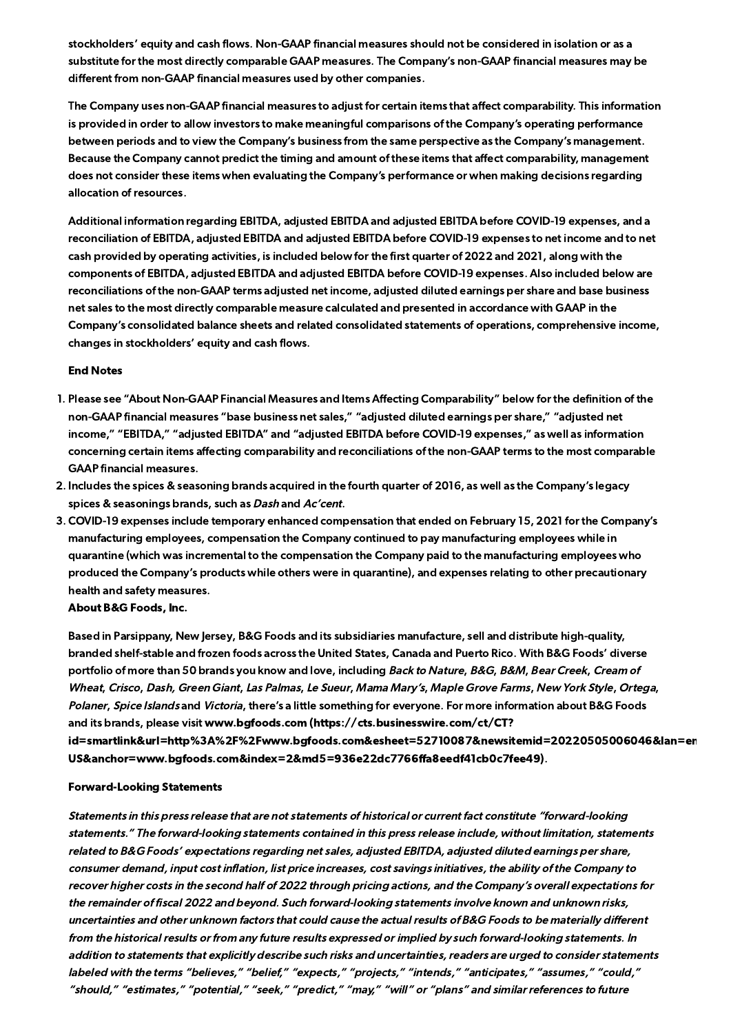stockholders' equity and cash flows. Non-GAAP financial measures should not be considered in isolation or as a substitute for the most directly comparable GAAP measures. The Company's non-GAAP financial measures may be different from non-GAAP financial measures used by other companies.

The Company uses non-GAAP financial measures to adjust for certain items that affect comparability. This information is provided in order to allow investors to make meaningful comparisons of the Company's operating performance between periods and to view the Company's business from the same perspective as the Company's management. Because the Company cannot predict the timing and amount of these items that affect comparability, management does not consider these items when evaluating the Company's performance or when making decisions regarding allocation of resources.

Additional information regarding EBITDA, adjusted EBITDA and adjusted EBITDA before COVID-19 expenses, and a reconciliation of EBITDA, adjusted EBITDA and adjusted EBITDA before COVID-19 expenses to net income and to net cash provided by operating activities, is included below for the first quarter of 2022 and 2021, along with the components of EBITDA, adjusted EBITDA and adjusted EBITDA before COVID-19 expenses. Also included below are reconciliations of the non-GAAP terms adjusted net income, adjusted diluted earnings per share and base business net sales to the most directly comparable measure calculated and presented in accordance with GAAP in the Company's consolidated balance sheets and related consolidated statements of operations, comprehensive income, changes in stockholders' equity and cash flows.

**End Notes**

1. Please see "About Non-GAAP Financial Measures and Items Affecting Comparability" below for the definition of the non-GAAP financial measures "base business net sales," "adjusted diluted earnings per share," "adjusted net income," "EBITDA," "adjusted EBITDA" and "adjusted EBITDA before COVID-19 expenses," as well as information concerning certain items affecting comparability and reconciliations of the non-GAAP terms to the most comparable GAAP financial measures.
2. Includes the spices & seasoning brands acquired in the fourth quarter of 2016, as well as the Company's legacy spices & seasonings brands, such as *Dash* and *Ac'cent*.
3. COVID-19 expenses include temporary enhanced compensation that ended on February 15, 2021 for the Company's manufacturing employees, compensation the Company continued to pay manufacturing employees while in quarantine (which was incremental to the compensation the Company paid to the manufacturing employees who produced the Company's products while others were in quarantine), and expenses relating to other precautionary health and safety measures.

**About B&G Foods, Inc.**

Based in Parsippany, New Jersey, B&G Foods and its subsidiaries manufacture, sell and distribute high-quality, branded shelf-stable and frozen foods across the United States, Canada and Puerto Rico. With B&G Foods' diverse portfolio of more than 50 brands you know and love, including *Back to Nature*, *B&G*, *B&M*, *Bear Creek*, *Cream of Wheat*, *Crisco*, *Dash*, *Green Giant*, *Las Palmas*, *Le Sueur*, *Mama Mary's*, *Maple Grove Farms*, *New York Style*, *Ortega*, *Polaner*, *Spice Islands* and *Victoria*, there's a little something for everyone. For more information about B&G Foods and its brands, please visit **www.bgfoods.com (https://cts.businesswire.com/ct/CT?id=smartlink&url=http%3A%2F%2Fwww.bgfoods.com&esheet=52710087&newsitemid=20220505006046&lan=en-US&anchor=www.bgfoods.com&index=2&md5=936e22dc7766ffa8eedf41cb0c7fee49)**.

**Forward-Looking Statements**

*Statements in this press release that are not statements of historical or current fact constitute "forward-looking statements." The forward-looking statements contained in this press release include, without limitation, statements related to B&G Foods' expectations regarding net sales, adjusted EBITDA, adjusted diluted earnings per share, consumer demand, input cost inflation, list price increases, cost savings initiatives, the ability of the Company to recover higher costs in the second half of 2022 through pricing actions, and the Company's overall expectations for the remainder of fiscal 2022 and beyond. Such forward-looking statements involve known and unknown risks, uncertainties and other unknown factors that could cause the actual results of B&G Foods to be materially different from the historical results or from any future results expressed or implied by such forward-looking statements. In addition to statements that explicitly describe such risks and uncertainties, readers are urged to consider statements labeled with the terms "believes," "belief," "expects," "projects," "intends," "anticipates," "assumes," "could," "should," "estimates," "potential," "seek," "predict," "may," "will" or "plans" and similar references to future*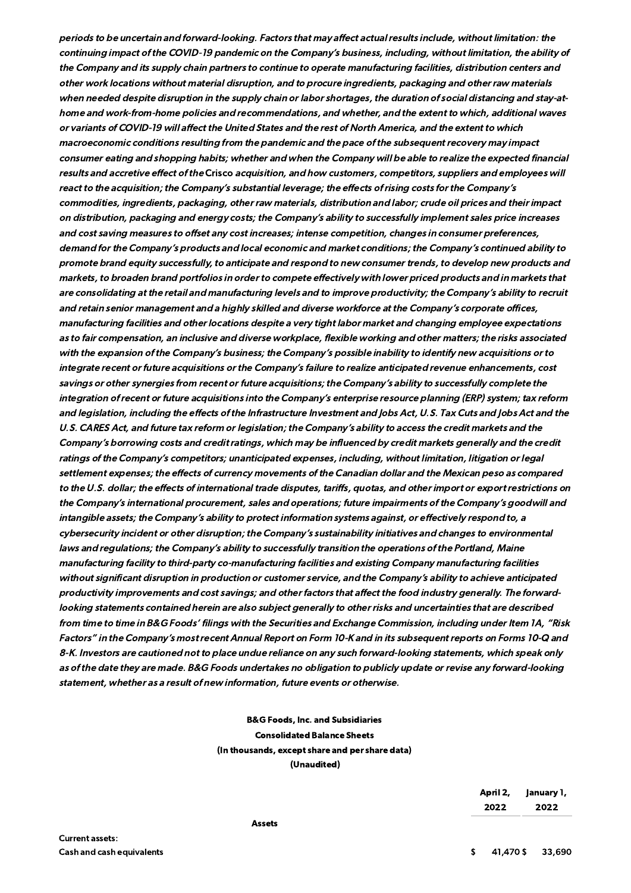*periods to be uncertain and forward-looking. Factors that may affect actual results include, without limitation: the continuing impact of the COVID-19 pandemic on the Company's business, including, without limitation, the ability of the Company and its supply chain partners to continue to operate manufacturing facilities, distribution centers and other work locations without material disruption, and to procure ingredients, packaging and other raw materials when needed despite disruption in the supply chain or labor shortages, the duration of social distancing and stay-at-home and work-from-home policies and recommendations, and whether, and the extent to which, additional waves or variants of COVID-19 will affect the United States and the rest of North America, and the extent to which macroeconomic conditions resulting from the pandemic and the pace of the subsequent recovery may impact consumer eating and shopping habits; whether and when the Company will be able to realize the expected financial results and accretive effect of the* Crisco *acquisition, and how customers, competitors, suppliers and employees will react to the acquisition; the Company's substantial leverage; the effects of rising costs for the Company's commodities, ingredients, packaging, other raw materials, distribution and labor; crude oil prices and their impact on distribution, packaging and energy costs; the Company's ability to successfully implement sales price increases and cost saving measures to offset any cost increases; intense competition, changes in consumer preferences, demand for the Company's products and local economic and market conditions; the Company's continued ability to promote brand equity successfully, to anticipate and respond to new consumer trends, to develop new products and markets, to broaden brand portfolios in order to compete effectively with lower priced products and in markets that are consolidating at the retail and manufacturing levels and to improve productivity; the Company's ability to recruit and retain senior management and a highly skilled and diverse workforce at the Company's corporate offices, manufacturing facilities and other locations despite a very tight labor market and changing employee expectations as to fair compensation, an inclusive and diverse workplace, flexible working and other matters; the risks associated with the expansion of the Company's business; the Company's possible inability to identify new acquisitions or to integrate recent or future acquisitions or the Company's failure to realize anticipated revenue enhancements, cost savings or other synergies from recent or future acquisitions; the Company's ability to successfully complete the integration of recent or future acquisitions into the Company's enterprise resource planning (ERP) system; tax reform and legislation, including the effects of the Infrastructure Investment and Jobs Act, U.S. Tax Cuts and Jobs Act and the U.S. CARES Act, and future tax reform or legislation; the Company's ability to access the credit markets and the Company's borrowing costs and credit ratings, which may be influenced by credit markets generally and the credit ratings of the Company's competitors; unanticipated expenses, including, without limitation, litigation or legal settlement expenses; the effects of currency movements of the Canadian dollar and the Mexican peso as compared to the U.S. dollar; the effects of international trade disputes, tariffs, quotas, and other import or export restrictions on the Company's international procurement, sales and operations; future impairments of the Company's goodwill and intangible assets; the Company's ability to protect information systems against, or effectively respond to, a cybersecurity incident or other disruption; the Company's sustainability initiatives and changes to environmental laws and regulations; the Company's ability to successfully transition the operations of the Portland, Maine manufacturing facility to third-party co-manufacturing facilities and existing Company manufacturing facilities without significant disruption in production or customer service, and the Company's ability to achieve anticipated productivity improvements and cost savings; and other factors that affect the food industry generally. The forward-looking statements contained herein are also subject generally to other risks and uncertainties that are described from time to time in B&G Foods' filings with the Securities and Exchange Commission, including under Item 1A, "Risk Factors" in the Company's most recent Annual Report on Form 10-K and in its subsequent reports on Forms 10-Q and 8-K. Investors are cautioned not to place undue reliance on any such forward-looking statements, which speak only as of the date they are made. B&G Foods undertakes no obligation to publicly update or revise any forward-looking statement, whether as a result of new information, future events or otherwise.*

**B&G Foods, Inc. and Subsidiaries**
**Consolidated Balance Sheets**
**(In thousands, except share and per share data)**
**(Unaudited)**

| | April 2, 2022 | January 1, 2022 |
|---|---|---|
| **Assets** | | |
| Current assets: | | |
| Cash and cash equivalents | $ 41,470 | $ 33,690 |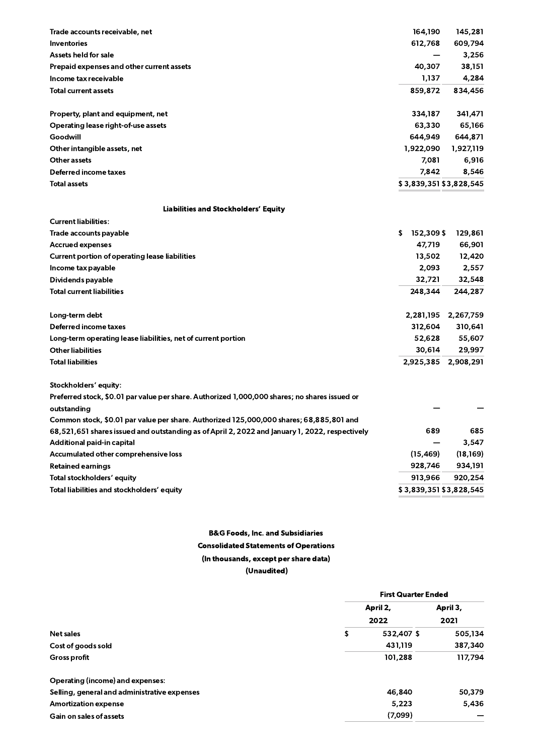| | | |
|---|---|---|
| Trade accounts receivable, net | 164,190 | 145,281 |
| Inventories | 612,768 | 609,794 |
| Assets held for sale | — | 3,256 |
| Prepaid expenses and other current assets | 40,307 | 38,151 |
| Income tax receivable | 1,137 | 4,284 |
| Total current assets | 859,872 | 834,456 |
| | | |
| Property, plant and equipment, net | 334,187 | 341,471 |
| Operating lease right-of-use assets | 63,330 | 65,166 |
| Goodwill | 644,949 | 644,871 |
| Other intangible assets, net | 1,922,090 | 1,927,119 |
| Other assets | 7,081 | 6,916 |
| Deferred income taxes | 7,842 | 8,546 |
| Total assets | $ 3,839,351 | $ 3,828,545 |
| | | |
| **Liabilities and Stockholders' Equity** | | |
| Current liabilities: | | |
| Trade accounts payable | $ 152,309 | $ 129,861 |
| Accrued expenses | 47,719 | 66,901 |
| Current portion of operating lease liabilities | 13,502 | 12,420 |
| Income tax payable | 2,093 | 2,557 |
| Dividends payable | 32,721 | 32,548 |
| Total current liabilities | 248,344 | 244,287 |
| | | |
| Long-term debt | 2,281,195 | 2,267,759 |
| Deferred income taxes | 312,604 | 310,641 |
| Long-term operating lease liabilities, net of current portion | 52,628 | 55,607 |
| Other liabilities | 30,614 | 29,997 |
| Total liabilities | 2,925,385 | 2,908,291 |
| | | |
| Stockholders' equity: | | |
| Preferred stock, $0.01 par value per share. Authorized 1,000,000 shares; no shares issued or outstanding | — | — |
| Common stock, $0.01 par value per share. Authorized 125,000,000 shares; 68,885,801 and 68,521,651 shares issued and outstanding as of April 2, 2022 and January 1, 2022, respectively | 689 | 685 |
| Additional paid-in capital | — | 3,547 |
| Accumulated other comprehensive loss | (15,469) | (18,169) |
| Retained earnings | 928,746 | 934,191 |
| Total stockholders' equity | 913,966 | 920,254 |
| Total liabilities and stockholders' equity | $ 3,839,351 | $ 3,828,545 |

**B&G Foods, Inc. and Subsidiaries**
**Consolidated Statements of Operations**
**(In thousands, except per share data)**
**(Unaudited)**

| | First Quarter Ended | |
|---|---|---|
| | April 2, 2022 | April 3, 2021 |
| Net sales | $ 532,407 | $ 505,134 |
| Cost of goods sold | 431,119 | 387,340 |
| Gross profit | 101,288 | 117,794 |
| | | |
| Operating (income) and expenses: | | |
| Selling, general and administrative expenses | 46,840 | 50,379 |
| Amortization expense | 5,223 | 5,436 |
| Gain on sales of assets | (7,099) | — |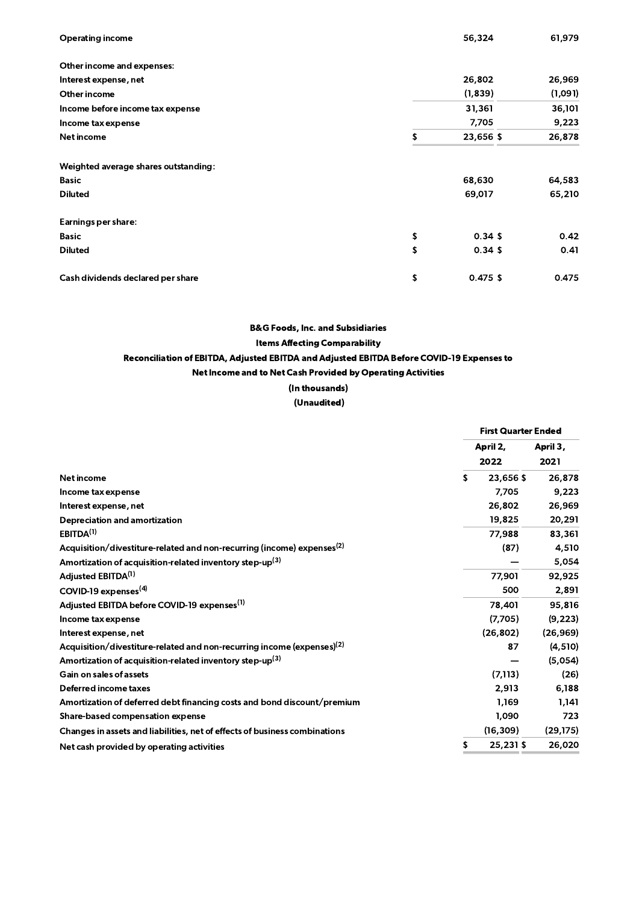| | | |
|---|---|---|
| Operating income | 56,324 | 61,979 |
| | | |
| Other income and expenses: | | |
| Interest expense, net | 26,802 | 26,969 |
| Other income | (1,839) | (1,091) |
| Income before income tax expense | 31,361 | 36,101 |
| Income tax expense | 7,705 | 9,223 |
| Net income | $ 23,656 | $ 26,878 |
| | | |
| Weighted average shares outstanding: | | |
| Basic | 68,630 | 64,583 |
| Diluted | 69,017 | 65,210 |
| | | |
| Earnings per share: | | |
| Basic | $ 0.34 | $ 0.42 |
| Diluted | $ 0.34 | $ 0.41 |
| | | |
| Cash dividends declared per share | $ 0.475 | $ 0.475 |

**B&G Foods, Inc. and Subsidiaries**

**Items Affecting Comparability**

**Reconciliation of EBITDA, Adjusted EBITDA and Adjusted EBITDA Before COVID-19 Expenses to Net Income and to Net Cash Provided by Operating Activities**

**(In thousands)**

**(Unaudited)**

| | First Quarter Ended | |
|---|---|---|
| | April 2, 2022 | April 3, 2021 |
| Net income | $ 23,656 | $ 26,878 |
| Income tax expense | 7,705 | 9,223 |
| Interest expense, net | 26,802 | 26,969 |
| Depreciation and amortization | 19,825 | 20,291 |
| EBITDA[1] | 77,988 | 83,361 |
| Acquisition/divestiture-related and non-recurring (income) expenses[2] | (87) | 4,510 |
| Amortization of acquisition-related inventory step-up[3] | — | 5,054 |
| Adjusted EBITDA[1] | 77,901 | 92,925 |
| COVID-19 expenses[4] | 500 | 2,891 |
| Adjusted EBITDA before COVID-19 expenses[1] | 78,401 | 95,816 |
| Income tax expense | (7,705) | (9,223) |
| Interest expense, net | (26,802) | (26,969) |
| Acquisition/divestiture-related and non-recurring income (expenses)[2] | 87 | (4,510) |
| Amortization of acquisition-related inventory step-up[3] | — | (5,054) |
| Gain on sales of assets | (7,113) | (26) |
| Deferred income taxes | 2,913 | 6,188 |
| Amortization of deferred debt financing costs and bond discount/premium | 1,169 | 1,141 |
| Share-based compensation expense | 1,090 | 723 |
| Changes in assets and liabilities, net of effects of business combinations | (16,309) | (29,175) |
| Net cash provided by operating activities | $ 25,231 | $ 26,020 |